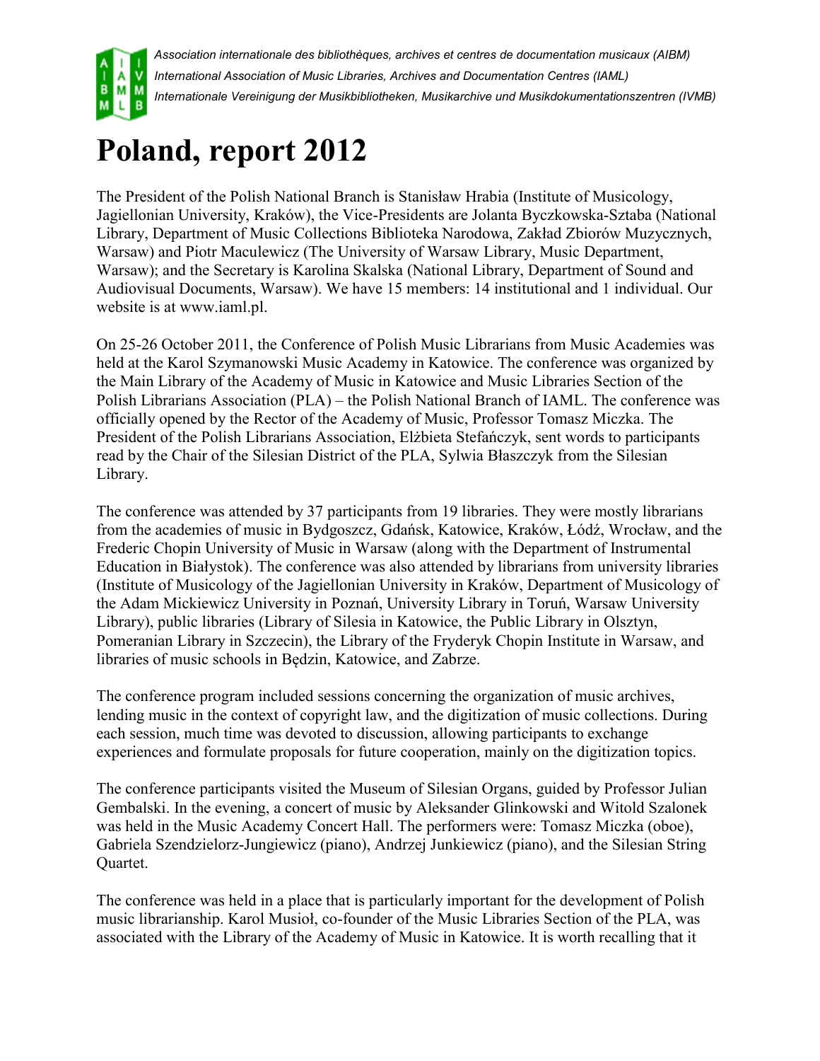*Association internationale des bibliothèques, archives et centres de documentation musicaux (AIBM)*
*International Association of Music Libraries, Archives and Documentation Centres (IAML)*
*Internationale Vereinigung der Musikbibliotheken, Musikarchive und Musikdokumentationszentren (IVMB)*

# Poland, report 2012

The President of the Polish National Branch is Stanisław Hrabia (Institute of Musicology, Jagiellonian University, Kraków), the Vice-Presidents are Jolanta Byczkowska-Sztaba (National Library, Department of Music Collections Biblioteka Narodowa, Zakład Zbiorów Muzycznych, Warsaw) and Piotr Maculewicz (The University of Warsaw Library, Music Department, Warsaw); and the Secretary is Karolina Skalska (National Library, Department of Sound and Audiovisual Documents, Warsaw). We have 15 members: 14 institutional and 1 individual. Our website is at www.iaml.pl.

On 25-26 October 2011, the Conference of Polish Music Librarians from Music Academies was held at the Karol Szymanowski Music Academy in Katowice. The conference was organized by the Main Library of the Academy of Music in Katowice and Music Libraries Section of the Polish Librarians Association (PLA) – the Polish National Branch of IAML. The conference was officially opened by the Rector of the Academy of Music, Professor Tomasz Miczka. The President of the Polish Librarians Association, Elżbieta Stefańczyk, sent words to participants read by the Chair of the Silesian District of the PLA, Sylwia Błaszczyk from the Silesian Library.

The conference was attended by 37 participants from 19 libraries. They were mostly librarians from the academies of music in Bydgoszcz, Gdańsk, Katowice, Kraków, Łódź, Wrocław, and the Frederic Chopin University of Music in Warsaw (along with the Department of Instrumental Education in Białystok). The conference was also attended by librarians from university libraries (Institute of Musicology of the Jagiellonian University in Kraków, Department of Musicology of the Adam Mickiewicz University in Poznań, University Library in Toruń, Warsaw University Library), public libraries (Library of Silesia in Katowice, the Public Library in Olsztyn, Pomeranian Library in Szczecin), the Library of the Fryderyk Chopin Institute in Warsaw, and libraries of music schools in Będzin, Katowice, and Zabrze.

The conference program included sessions concerning the organization of music archives, lending music in the context of copyright law, and the digitization of music collections. During each session, much time was devoted to discussion, allowing participants to exchange experiences and formulate proposals for future cooperation, mainly on the digitization topics.

The conference participants visited the Museum of Silesian Organs, guided by Professor Julian Gembalski. In the evening, a concert of music by Aleksander Glinkowski and Witold Szalonek was held in the Music Academy Concert Hall. The performers were: Tomasz Miczka (oboe), Gabriela Szendzielorz-Jungiewicz (piano), Andrzej Junkiewicz (piano), and the Silesian String Quartet.

The conference was held in a place that is particularly important for the development of Polish music librarianship. Karol Musioł, co-founder of the Music Libraries Section of the PLA, was associated with the Library of the Academy of Music in Katowice. It is worth recalling that it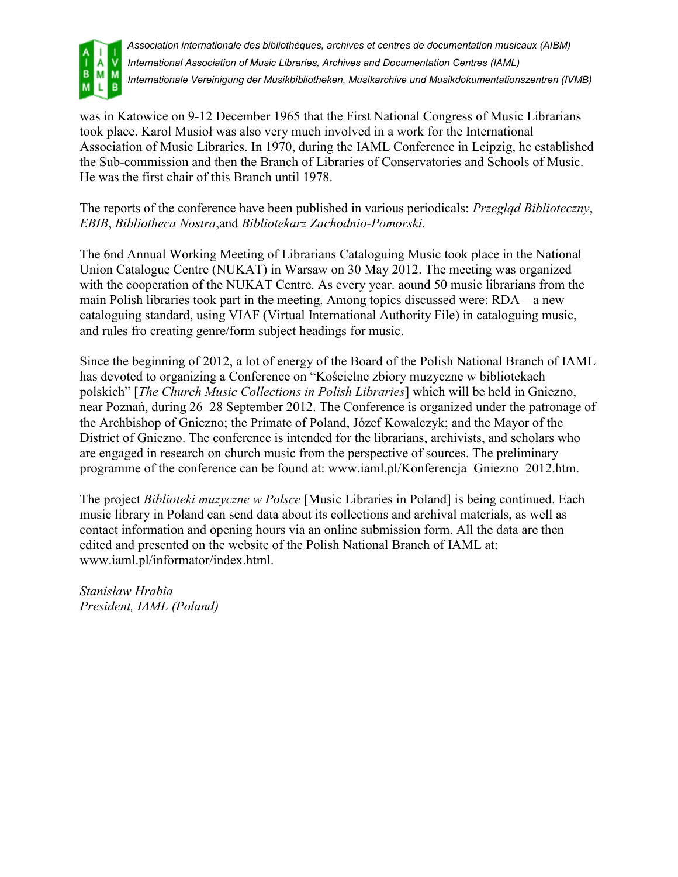was in Katowice on 9-12 December 1965 that the First National Congress of Music Librarians took place. Karol Musioł was also very much involved in a work for the International Association of Music Libraries. In 1970, during the IAML Conference in Leipzig, he established the Sub-commission and then the Branch of Libraries of Conservatories and Schools of Music. He was the first chair of this Branch until 1978.

The reports of the conference have been published in various periodicals: *Przegląd Biblioteczny*, *EBIB*, *Bibliotheca Nostra*,and *Bibliotekarz Zachodnio-Pomorski*.

The 6nd Annual Working Meeting of Librarians Cataloguing Music took place in the National Union Catalogue Centre (NUKAT) in Warsaw on 30 May 2012. The meeting was organized with the cooperation of the NUKAT Centre. As every year. aound 50 music librarians from the main Polish libraries took part in the meeting. Among topics discussed were: RDA – a new cataloguing standard, using VIAF (Virtual International Authority File) in cataloguing music, and rules fro creating genre/form subject headings for music.

Since the beginning of 2012, a lot of energy of the Board of the Polish National Branch of IAML has devoted to organizing a Conference on "Kościelne zbiory muzyczne w bibliotekach polskich" [*The Church Music Collections in Polish Libraries*] which will be held in Gniezno, near Poznań, during 26–28 September 2012. The Conference is organized under the patronage of the Archbishop of Gniezno; the Primate of Poland, Józef Kowalczyk; and the Mayor of the District of Gniezno. The conference is intended for the librarians, archivists, and scholars who are engaged in research on church music from the perspective of sources. The preliminary programme of the conference can be found at: www.iaml.pl/Konferencja_Gniezno_2012.htm.

The project *Biblioteki muzyczne w Polsce* [Music Libraries in Poland] is being continued. Each music library in Poland can send data about its collections and archival materials, as well as contact information and opening hours via an online submission form. All the data are then edited and presented on the website of the Polish National Branch of IAML at: www.iaml.pl/informator/index.html.

*Stanisław Hrabia*
*President, IAML (Poland)*